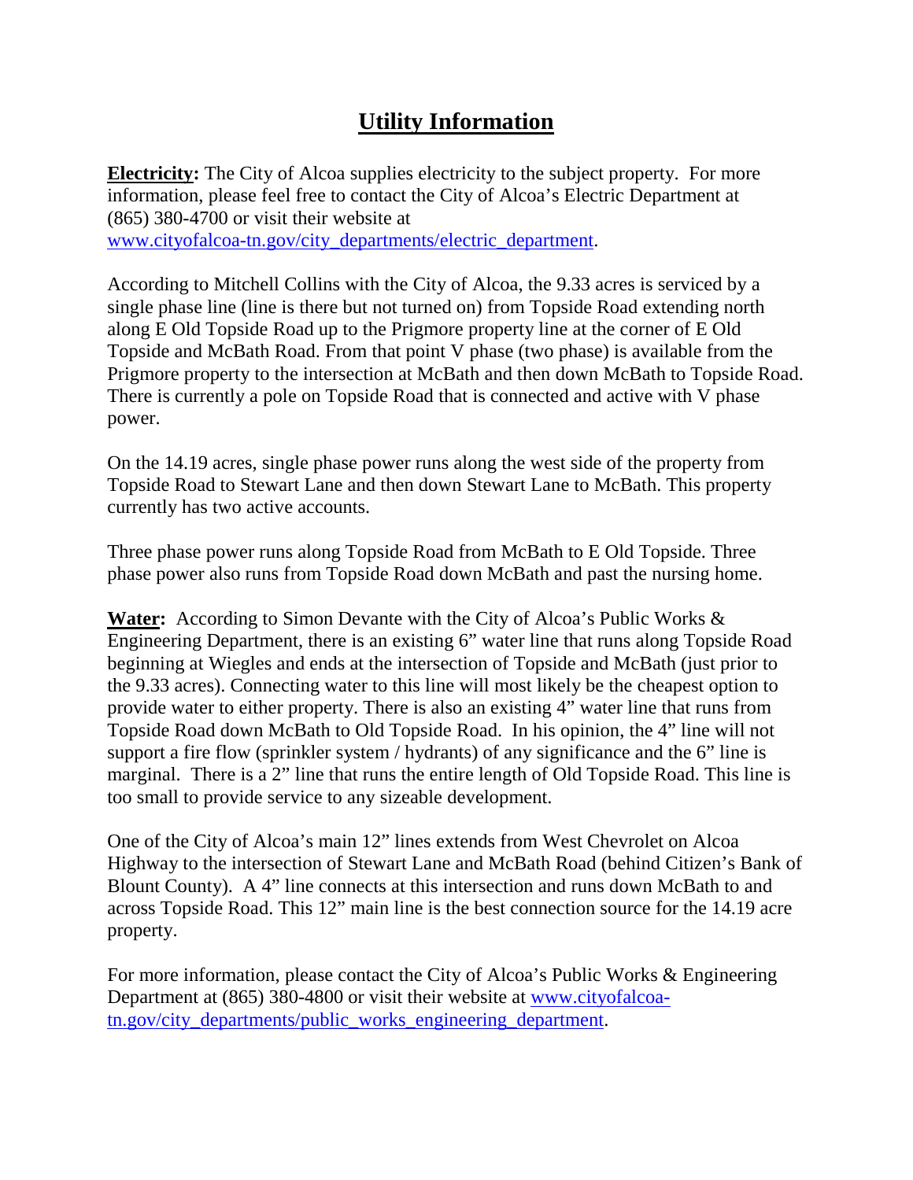# Utility Information

**Electricity:** The City of Alcoa supplies electricity to the subject property. For more information, please feel free to contact the City of Alcoa's Electric Department at (865) 380-4700 or visit their website at www.cityofalcoa-tn.gov/city_departments/electric_department.

According to Mitchell Collins with the City of Alcoa, the 9.33 acres is serviced by a single phase line (line is there but not turned on) from Topside Road extending north along E Old Topside Road up to the Prigmore property line at the corner of E Old Topside and McBath Road. From that point V phase (two phase) is available from the Prigmore property to the intersection at McBath and then down McBath to Topside Road. There is currently a pole on Topside Road that is connected and active with V phase power.

On the 14.19 acres, single phase power runs along the west side of the property from Topside Road to Stewart Lane and then down Stewart Lane to McBath. This property currently has two active accounts.

Three phase power runs along Topside Road from McBath to E Old Topside. Three phase power also runs from Topside Road down McBath and past the nursing home.

**Water:** According to Simon Devante with the City of Alcoa's Public Works & Engineering Department, there is an existing 6" water line that runs along Topside Road beginning at Wiegles and ends at the intersection of Topside and McBath (just prior to the 9.33 acres). Connecting water to this line will most likely be the cheapest option to provide water to either property. There is also an existing 4" water line that runs from Topside Road down McBath to Old Topside Road. In his opinion, the 4" line will not support a fire flow (sprinkler system / hydrants) of any significance and the 6" line is marginal. There is a 2" line that runs the entire length of Old Topside Road. This line is too small to provide service to any sizeable development.

One of the City of Alcoa's main 12" lines extends from West Chevrolet on Alcoa Highway to the intersection of Stewart Lane and McBath Road (behind Citizen's Bank of Blount County). A 4" line connects at this intersection and runs down McBath to and across Topside Road. This 12" main line is the best connection source for the 14.19 acre property.

For more information, please contact the City of Alcoa's Public Works & Engineering Department at (865) 380-4800 or visit their website at www.cityofalcoa-tn.gov/city_departments/public_works_engineering_department.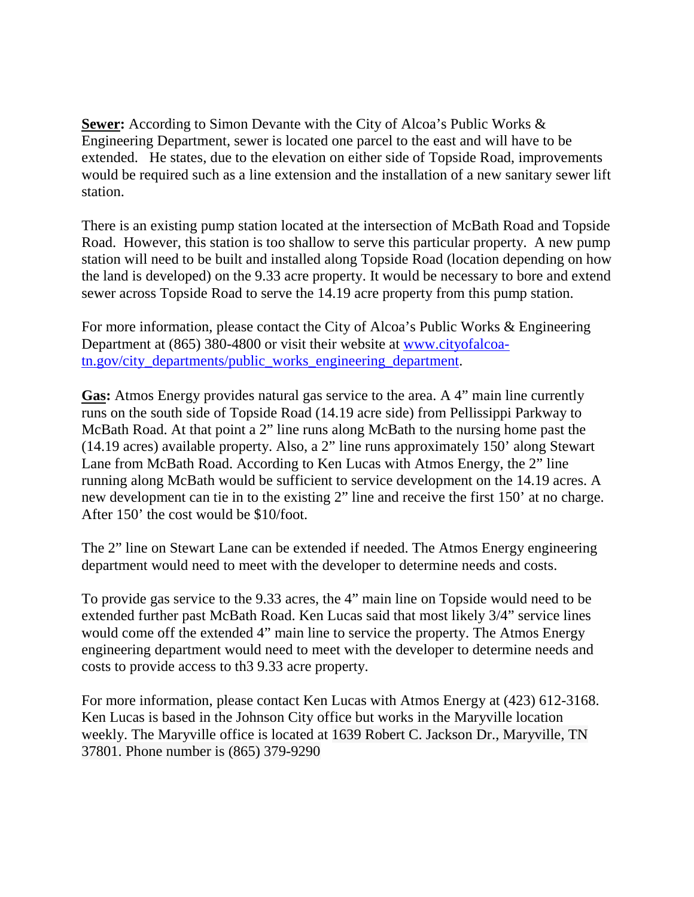**Sewer:** According to Simon Devante with the City of Alcoa's Public Works & Engineering Department, sewer is located one parcel to the east and will have to be extended. He states, due to the elevation on either side of Topside Road, improvements would be required such as a line extension and the installation of a new sanitary sewer lift station.

There is an existing pump station located at the intersection of McBath Road and Topside Road. However, this station is too shallow to serve this particular property. A new pump station will need to be built and installed along Topside Road (location depending on how the land is developed) on the 9.33 acre property. It would be necessary to bore and extend sewer across Topside Road to serve the 14.19 acre property from this pump station.

For more information, please contact the City of Alcoa's Public Works & Engineering Department at (865) 380-4800 or visit their website at [www.cityofalcoa-tn.gov/city_departments/public_works_engineering_department](www.cityofalcoa-tn.gov/city_departments/public_works_engineering_department).

**Gas:** Atmos Energy provides natural gas service to the area. A 4" main line currently runs on the south side of Topside Road (14.19 acre side) from Pellissippi Parkway to McBath Road. At that point a 2" line runs along McBath to the nursing home past the (14.19 acres) available property. Also, a 2" line runs approximately 150' along Stewart Lane from McBath Road. According to Ken Lucas with Atmos Energy, the 2" line running along McBath would be sufficient to service development on the 14.19 acres. A new development can tie in to the existing 2" line and receive the first 150' at no charge. After 150' the cost would be $10/foot.

The 2" line on Stewart Lane can be extended if needed. The Atmos Energy engineering department would need to meet with the developer to determine needs and costs.

To provide gas service to the 9.33 acres, the 4" main line on Topside would need to be extended further past McBath Road. Ken Lucas said that most likely 3/4" service lines would come off the extended 4" main line to service the property. The Atmos Energy engineering department would need to meet with the developer to determine needs and costs to provide access to th3 9.33 acre property.

For more information, please contact Ken Lucas with Atmos Energy at (423) 612-3168. Ken Lucas is based in the Johnson City office but works in the Maryville location weekly. The Maryville office is located at 1639 Robert C. Jackson Dr., Maryville, TN 37801. Phone number is (865) 379-9290